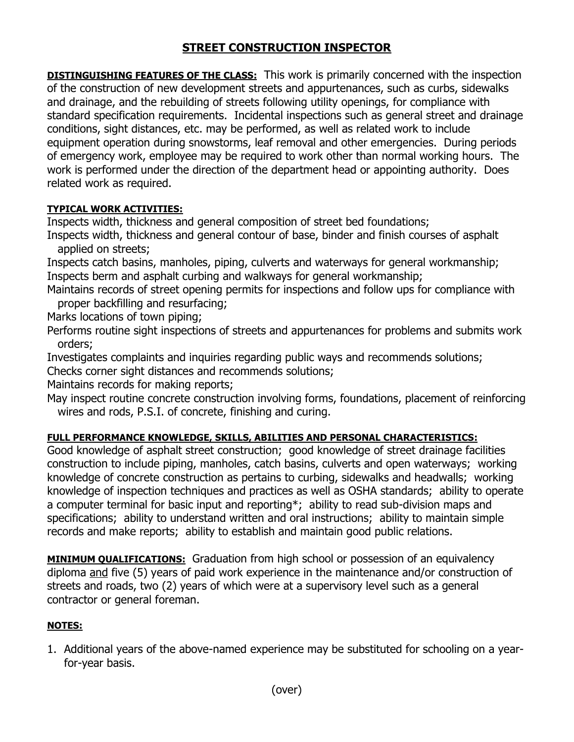# STREET CONSTRUCTION INSPECTOR

**DISTINGUISHING FEATURES OF THE CLASS:** This work is primarily concerned with the inspection of the construction of new development streets and appurtenances, such as curbs, sidewalks and drainage, and the rebuilding of streets following utility openings, for compliance with standard specification requirements. Incidental inspections such as general street and drainage conditions, sight distances, etc. may be performed, as well as related work to include equipment operation during snowstorms, leaf removal and other emergencies. During periods of emergency work, employee may be required to work other than normal working hours. The work is performed under the direction of the department head or appointing authority. Does related work as required.

**TYPICAL WORK ACTIVITIES:**

Inspects width, thickness and general composition of street bed foundations;
Inspects width, thickness and general contour of base, binder and finish courses of asphalt applied on streets;
Inspects catch basins, manholes, piping, culverts and waterways for general workmanship;
Inspects berm and asphalt curbing and walkways for general workmanship;
Maintains records of street opening permits for inspections and follow ups for compliance with proper backfilling and resurfacing;
Marks locations of town piping;
Performs routine sight inspections of streets and appurtenances for problems and submits work orders;
Investigates complaints and inquiries regarding public ways and recommends solutions;
Checks corner sight distances and recommends solutions;
Maintains records for making reports;
May inspect routine concrete construction involving forms, foundations, placement of reinforcing wires and rods, P.S.I. of concrete, finishing and curing.

**FULL PERFORMANCE KNOWLEDGE, SKILLS, ABILITIES AND PERSONAL CHARACTERISTICS:**

Good knowledge of asphalt street construction; good knowledge of street drainage facilities construction to include piping, manholes, catch basins, culverts and open waterways; working knowledge of concrete construction as pertains to curbing, sidewalks and headwalls; working knowledge of inspection techniques and practices as well as OSHA standards; ability to operate a computer terminal for basic input and reporting*; ability to read sub-division maps and specifications; ability to understand written and oral instructions; ability to maintain simple records and make reports; ability to establish and maintain good public relations.

**MINIMUM QUALIFICATIONS:** Graduation from high school or possession of an equivalency diploma <u>and</u> five (5) years of paid work experience in the maintenance and/or construction of streets and roads, two (2) years of which were at a supervisory level such as a general contractor or general foreman.

**NOTES:**

1. Additional years of the above-named experience may be substituted for schooling on a year-for-year basis.

(over)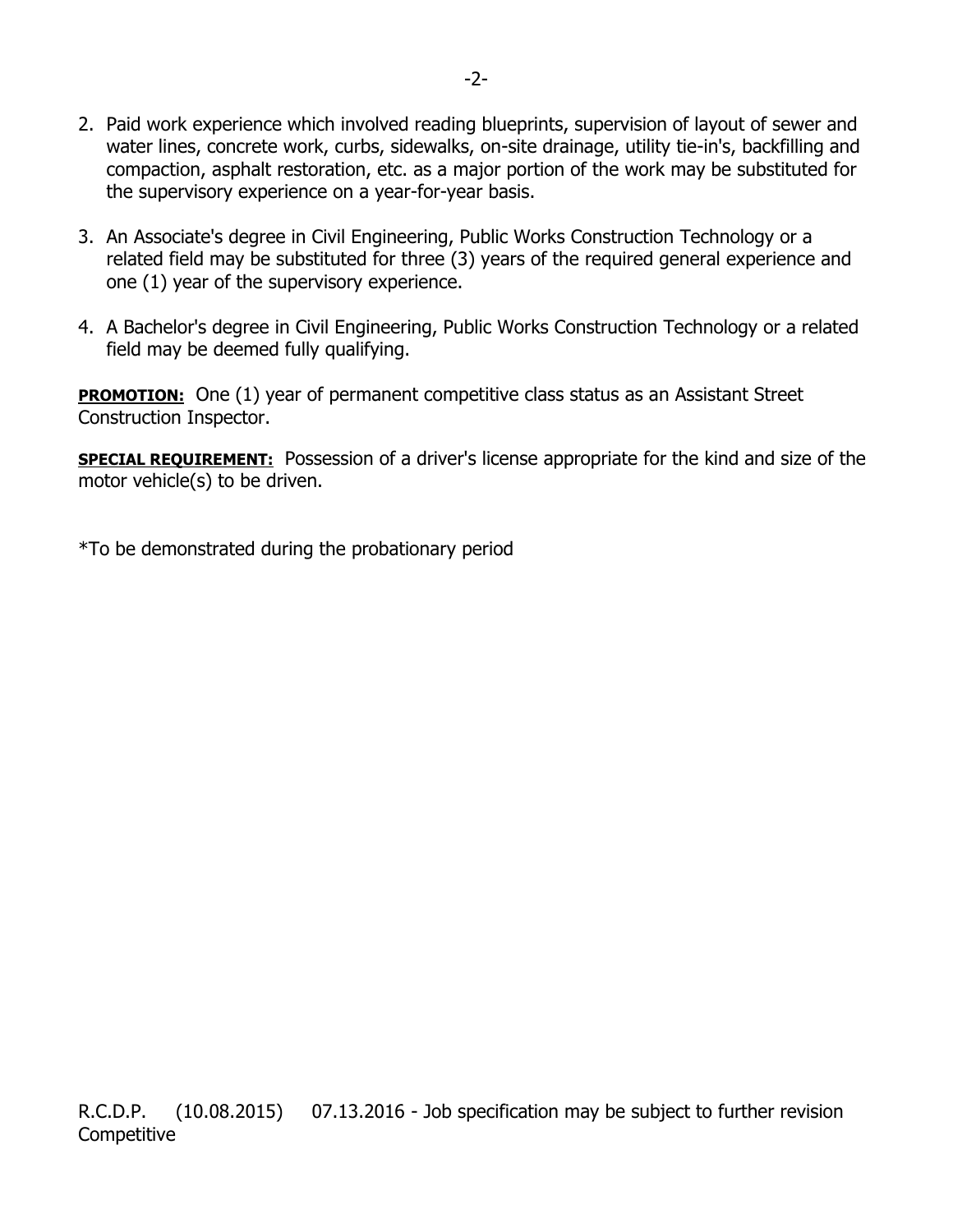2. Paid work experience which involved reading blueprints, supervision of layout of sewer and water lines, concrete work, curbs, sidewalks, on-site drainage, utility tie-in's, backfilling and compaction, asphalt restoration, etc. as a major portion of the work may be substituted for the supervisory experience on a year-for-year basis.

3. An Associate's degree in Civil Engineering, Public Works Construction Technology or a related field may be substituted for three (3) years of the required general experience and one (1) year of the supervisory experience.

4. A Bachelor's degree in Civil Engineering, Public Works Construction Technology or a related field may be deemed fully qualifying.

**PROMOTION:** One (1) year of permanent competitive class status as an Assistant Street Construction Inspector.

**SPECIAL REQUIREMENT:** Possession of a driver's license appropriate for the kind and size of the motor vehicle(s) to be driven.

*To be demonstrated during the probationary period

R.C.D.P. (10.08.2015) 07.13.2016 - Job specification may be subject to further revision
Competitive